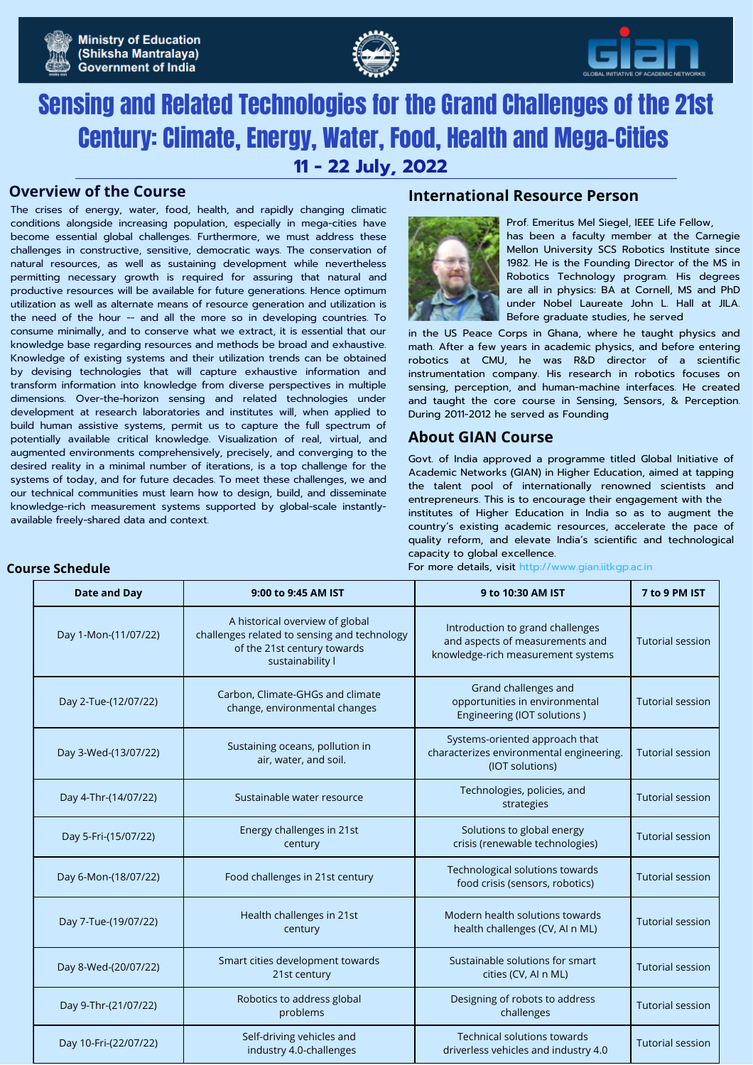Ministry of Education
(Shiksha Mantralaya)
Government of India

GIAN — GLOBAL INITIATIVE OF ACADEMIC NETWORKS

# Sensing and Related Technologies for the Grand Challenges of the 21st Century: Climate, Energy, Water, Food, Health and Mega-Cities

## 11 - 22 July, 2022

## Overview of the Course

The crises of energy, water, food, health, and rapidly changing climatic conditions alongside increasing population, especially in mega-cities have become essential global challenges. Furthermore, we must address these challenges in constructive, sensitive, democratic ways. The conservation of natural resources, as well as sustaining development while nevertheless permitting necessary growth is required for assuring that natural and productive resources will be available for future generations. Hence optimum utilization as well as alternate means of resource generation and utilization is the need of the hour -- and all the more so in developing countries. To consume minimally, and to conserve what we extract, it is essential that our knowledge base regarding resources and methods be broad and exhaustive. Knowledge of existing systems and their utilization trends can be obtained by devising technologies that will capture exhaustive information and transform information into knowledge from diverse perspectives in multiple dimensions. Over-the-horizon sensing and related technologies under development at research laboratories and institutes will, when applied to build human assistive systems, permit us to capture the full spectrum of potentially available critical knowledge. Visualization of real, virtual, and augmented environments comprehensively, precisely, and converging to the desired reality in a minimal number of iterations, is a top challenge for the systems of today, and for future decades. To meet these challenges, we and our technical communities must learn how to design, build, and disseminate knowledge-rich measurement systems supported by global-scale instantly-available freely-shared data and context.

## International Resource Person

Prof. Emeritus Mel Siegel, IEEE Life Fellow, has been a faculty member at the Carnegie Mellon University SCS Robotics Institute since 1982. He is the Founding Director of the MS in Robotics Technology program. His degrees are all in physics: BA at Cornell, MS and PhD under Nobel Laureate John L. Hall at JILA. Before graduate studies, he served in the US Peace Corps in Ghana, where he taught physics and math. After a few years in academic physics, and before entering robotics at CMU, he was R&D director of a scientific instrumentation company. His research in robotics focuses on sensing, perception, and human-machine interfaces. He created and taught the core course in Sensing, Sensors, & Perception. During 2011-2012 he served as Founding

## About GIAN Course

Govt. of India approved a programme titled Global Initiative of Academic Networks (GIAN) in Higher Education, aimed at tapping the talent pool of internationally renowned scientists and entrepreneurs. This is to encourage their engagement with the institutes of Higher Education in India so as to augment the country's existing academic resources, accelerate the pace of quality reform, and elevate India's scientific and technological capacity to global excellence.
For more details, visit http://www.gian.iitkgp.ac.in

## Course Schedule

| Date and Day | 9:00 to 9:45 AM IST | 9 to 10:30 AM IST | 7 to 9 PM IST |
|---|---|---|---|
| Day 1-Mon-(11/07/22) | A historical overview of global challenges related to sensing and technology of the 21st century towards sustainability I | Introduction to grand challenges and aspects of measurements and knowledge-rich measurement systems | Tutorial session |
| Day 2-Tue-(12/07/22) | Carbon, Climate-GHGs and climate change, environmental changes | Grand challenges and opportunities in environmental Engineering (IOT solutions ) | Tutorial session |
| Day 3-Wed-(13/07/22) | Sustaining oceans, pollution in air, water, and soil. | Systems-oriented approach that characterizes environmental engineering. (IOT solutions) | Tutorial session |
| Day 4-Thr-(14/07/22) | Sustainable water resource | Technologies, policies, and strategies | Tutorial session |
| Day 5-Fri-(15/07/22) | Energy challenges in 21st century | Solutions to global energy crisis (renewable technologies) | Tutorial session |
| Day 6-Mon-(18/07/22) | Food challenges in 21st century | Technological solutions towards food crisis (sensors, robotics) | Tutorial session |
| Day 7-Tue-(19/07/22) | Health challenges in 21st century | Modern health solutions towards health challenges (CV, AI n ML) | Tutorial session |
| Day 8-Wed-(20/07/22) | Smart cities development towards 21st century | Sustainable solutions for smart cities (CV, AI n ML) | Tutorial session |
| Day 9-Thr-(21/07/22) | Robotics to address global problems | Designing of robots to address challenges | Tutorial session |
| Day 10-Fri-(22/07/22) | Self-driving vehicles and industry 4.0-challenges | Technical solutions towards driverless vehicles and industry 4.0 | Tutorial session |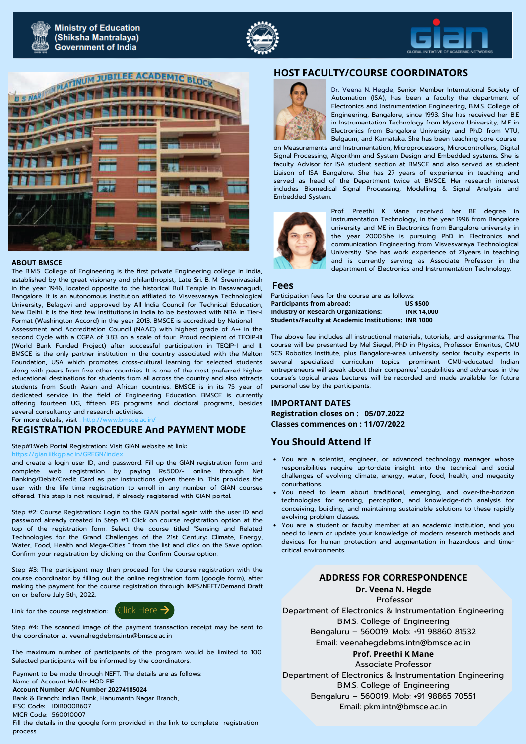Ministry of Education (Shiksha Mantralaya) Government of India

## HOST FACULTY/COURSE COORDINATORS

Dr. Veena N. Hegde, Senior Member International Society of Automation (ISA), has been a faculty the department of Electronics and Instrumentation Engineering, B.M.S. College of Engineering, Bangalore, since 1993. She has received her B.E in Instrumentation Technology from Mysore University, M.E in Electronics from Bangalore University and Ph.D from VTU, Belgaum, and Karnataka. She has been teaching core course on Measurements and Instrumentation, Microprocessors, Microcontrollers, Digital Signal Processing, Algorithm and System Design and Embedded systems. She is faculty Advisor for ISA student section at BMSCE and also served as student Liaison of ISA Bangalore. She has 27 years of experience in teaching and served as head of the Department twice at BMSCE. Her research interest includes Biomedical Signal Processing, Modelling & Signal Analysis and Embedded System.

Prof. Preethi K Mane received her BE degree in Instrumentation Technology, in the year 1996 from Bangalore university and ME in Electronics from Bangalore university in the year 2000.She is pursuing PhD in Electronics and communication Engineering from Visvesvaraya Technological University. She has work experience of 21years in teaching and is currently serving as Associate Professor in the department of Electronics and Instrumentation Technology.

### ABOUT BMSCE

The B.M.S. College of Engineering is the first private Engineering college in India, established by the great visionary and philanthropist, Late Sri. B. M. Sreenivasaiah in the year 1946, located opposite to the historical Bull Temple in Basavanagudi, Bangalore. It is an autonomous institution affliated to Visvesvaraya Technological University, Belagavi and approved by All India Council for Technical Education, New Delhi. It is the first few institutions in India to be bestowed with NBA in Tier-I Format (Washington Accord) in the year 2013. BMSCE is accredited by National Assessment and Accreditation Council (NAAC) with highest grade of A++ in the second Cycle with a CGPA of 3.83 on a scale of four. Proud recipient of TEQIP-III (World Bank Funded Project) after successful participation in TEQIP-I and II. BMSCE is the only partner institution in the country associated with the Melton Foundation, USA which promotes cross-cultural learning for selected students along with peers from five other countries. It is one of the most preferred higher educational destinations for students from all across the country and also attracts students from South Asian and African countries. BMSCE is in its 75 year of dedicated service in the field of Engineering Education. BMSCE is currently offering fourteen UG, fifteen PG programs and doctoral programs, besides several consultancy and research activities.

For more details, visit : http://www.bmsce.ac.in/

## REGISTRATION PROCEDURE And PAYMENT MODE

Step#1:Web Portal Registration: Visit GIAN website at link: https://gian.iitkgp.ac.in/GREGN/index and create a login user ID, and password. Fill up the GIAN registration form and complete web registration by paying Rs.500/- online through Net Banking/Debit/Credit Card as per instructions given there in. This provides the user with the life time registration to enroll in any number of GIAN courses offered. This step is not required, if already registered with GIAN portal.

Step #2: Course Registration: Login to the GIAN portal again with the user ID and password already created in Step #1. Click on course registration option at the top of the registration form. Select the course titled "Sensing and Related Technologies for the Grand Challenges of the 21st Century: Climate, Energy, Water, Food, Health and Mega-Cities " from the list and click on the Save option. Confirm your registration by clicking on the Confirm Course option.

Step #3: The participant may then proceed for the course registration with the course coordinator by filling out the online registration form (google form), after making the payment for the course registration through IMPS/NEFT/Demand Draft on or before July 5th, 2022.

Link for the course registration: Click Here →

Step #4: The scanned image of the payment transaction receipt may be sent to the coordinator at veenahegdebms.intn@bmsce.ac.in

The maximum number of participants of the program would be limited to 100. Selected participants will be informed by the coordinators.

Payment to be made through NEFT. The details are as follows:
Name of Account Holder HOD EIE
**Account Number: A/C Number 20274185024**
Bank & Branch: Indian Bank, Hanumanth Nagar Branch,
IFSC Code: IDIB000B607
MICR Code: 560010007
Fill the details in the google form provided in the link to complete registration process.

## Fees

Participation fees for the course are as follows:

| | |
|---|---|
| **Participants from abroad:** | **US $500** |
| **Industry or Research Organizations:** | **INR 14,000** |
| **Students/Faculty at Academic Institutions:** | **INR 1000** |

The above fee includes all instructional materials, tutorials, and assignments. The course will be presented by Mel Siegel, PhD in Physics, Professor Emeritus, CMU SCS Robotics Institute, plus Bangalore-area university senior faculty experts in several specialized curriculum topics. prominent CMU-educated Indian entrepreneurs will speak about their companies' capabilities and advances in the course's topical areas Lectures will be recorded and made available for future personal use by the participants.

## IMPORTANT DATES

**Registration closes on : 05/07.2022**
**Classes commences on : 11/07/2022**

## You Should Attend If

- You are a scientist, engineer, or advanced technology manager whose responsibilities require up-to-date insight into the technical and social challenges of evolving climate, energy, water, food, health, and megacity conurbations.
- You need to learn about traditional, emerging, and over-the-horizon technologies for sensing, perception, and knowledge-rich analysis for conceiving, building, and maintaining sustainable solutions to these rapidly evolving problem classes.
- You are a student or faculty member at an academic institution, and you need to learn or update your knowledge of modern research methods and devices for human protection and augmentation in hazardous and time-critical environments.

## ADDRESS FOR CORRESPONDENCE

**Dr. Veena N. Hegde**
Professor
Department of Electronics & Instrumentation Engineering
B.M.S. College of Engineering
Bengaluru – 560019. Mob: +91 98860 81532
Email: veenahegdebms.intn@bmsce.ac.in

**Prof. Preethi K Mane**
Associate Professor
Department of Electronics & Instrumentation Engineering
B.M.S. College of Engineering
Bengaluru – 560019. Mob: +91 98865 70551
Email: pkm.intn@bmsce.ac.in